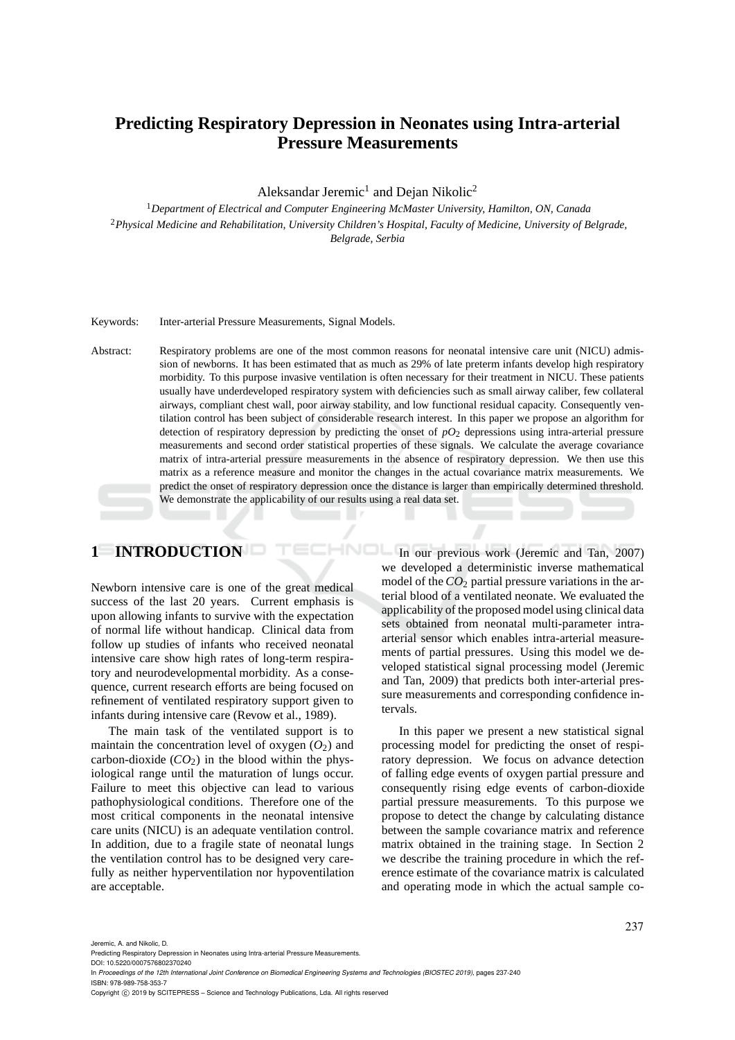# Predicting Respiratory Depression in Neonates using Intra-arterial Pressure Measurements

Aleksandar Jeremic[1] and Dejan Nikolic[2]

[1]*Department of Electrical and Computer Engineering McMaster University, Hamilton, ON, Canada*
[2]*Physical Medicine and Rehabilitation, University Children's Hospital, Faculty of Medicine, University of Belgrade, Belgrade, Serbia*

Keywords: Inter-arterial Pressure Measurements, Signal Models.

Abstract: Respiratory problems are one of the most common reasons for neonatal intensive care unit (NICU) admission of newborns. It has been estimated that as much as 29% of late preterm infants develop high respiratory morbidity. To this purpose invasive ventilation is often necessary for their treatment in NICU. These patients usually have underdeveloped respiratory system with deficiencies such as small airway caliber, few collateral airways, compliant chest wall, poor airway stability, and low functional residual capacity. Consequently ventilation control has been subject of considerable research interest. In this paper we propose an algorithm for detection of respiratory depression by predicting the onset of $pO_2$ depressions using intra-arterial pressure measurements and second order statistical properties of these signals. We calculate the average covariance matrix of intra-arterial pressure measurements in the absence of respiratory depression. We then use this matrix as a reference measure and monitor the changes in the actual covariance matrix measurements. We predict the onset of respiratory depression once the distance is larger than empirically determined threshold. We demonstrate the applicability of our results using a real data set.

## 1 INTRODUCTION

Newborn intensive care is one of the great medical success of the last 20 years. Current emphasis is upon allowing infants to survive with the expectation of normal life without handicap. Clinical data from follow up studies of infants who received neonatal intensive care show high rates of long-term respiratory and neurodevelopmental morbidity. As a consequence, current research efforts are being focused on refinement of ventilated respiratory support given to infants during intensive care (Revow et al., 1989).

The main task of the ventilated support is to maintain the concentration level of oxygen ($O_2$) and carbon-dioxide ($CO_2$) in the blood within the physiological range until the maturation of lungs occur. Failure to meet this objective can lead to various pathophysiological conditions. Therefore one of the most critical components in the neonatal intensive care units (NICU) is an adequate ventilation control. In addition, due to a fragile state of neonatal lungs the ventilation control has to be designed very carefully as neither hyperventilation nor hypoventilation are acceptable.

In our previous work (Jeremic and Tan, 2007) we developed a deterministic inverse mathematical model of the $CO_2$ partial pressure variations in the arterial blood of a ventilated neonate. We evaluated the applicability of the proposed model using clinical data sets obtained from neonatal multi-parameter intra-arterial sensor which enables intra-arterial measurements of partial pressures. Using this model we developed statistical signal processing model (Jeremic and Tan, 2009) that predicts both inter-arterial pressure measurements and corresponding confidence intervals.

In this paper we present a new statistical signal processing model for predicting the onset of respiratory depression. We focus on advance detection of falling edge events of oxygen partial pressure and consequently rising edge events of carbon-dioxide partial pressure measurements. To this purpose we propose to detect the change by calculating distance between the sample covariance matrix and reference matrix obtained in the training stage. In Section 2 we describe the training procedure in which the reference estimate of the covariance matrix is calculated and operating mode in which the actual sample co-

Jeremic, A. and Nikolic, D.
Predicting Respiratory Depression in Neonates using Intra-arterial Pressure Measurements.
DOI: 10.5220/0007576802370240
In *Proceedings of the 12th International Joint Conference on Biomedical Engineering Systems and Technologies (BIOSTEC 2019)*, pages 237-240
ISBN: 978-989-758-353-7
Copyright © 2019 by SCITEPRESS – Science and Technology Publications, Lda. All rights reserved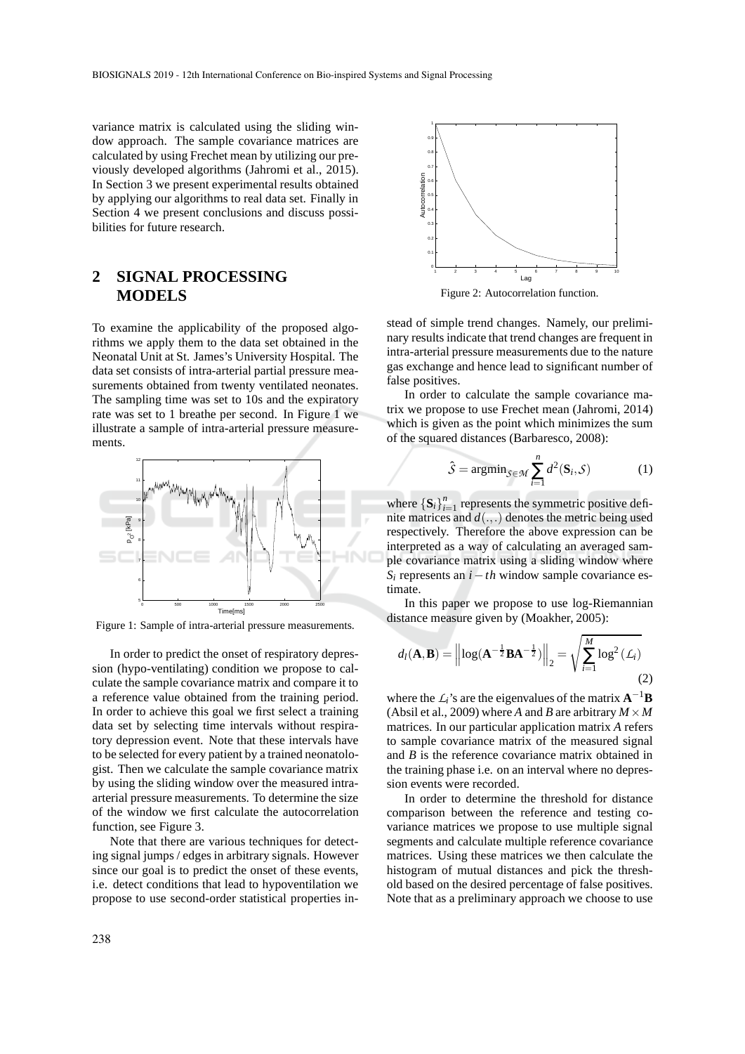variance matrix is calculated using the sliding window approach. The sample covariance matrices are calculated by using Frechet mean by utilizing our previously developed algorithms (Jahromi et al., 2015). In Section 3 we present experimental results obtained by applying our algorithms to real data set. Finally in Section 4 we present conclusions and discuss possibilities for future research.

## 2 SIGNAL PROCESSING MODELS

To examine the applicability of the proposed algorithms we apply them to the data set obtained in the Neonatal Unit at St. James's University Hospital. The data set consists of intra-arterial partial pressure measurements obtained from twenty ventilated neonates. The sampling time was set to 10s and the expiratory rate was set to 1 breathe per second. In Figure 1 we illustrate a sample of intra-arterial pressure measurements.

Figure 1: Sample of intra-arterial pressure measurements.

In order to predict the onset of respiratory depression (hypo-ventilating) condition we propose to calculate the sample covariance matrix and compare it to a reference value obtained from the training period. In order to achieve this goal we first select a training data set by selecting time intervals without respiratory depression event. Note that these intervals have to be selected for every patient by a trained neonatologist. Then we calculate the sample covariance matrix by using the sliding window over the measured intra-arterial pressure measurements. To determine the size of the window we first calculate the autocorrelation function, see Figure 3.

Note that there are various techniques for detecting signal jumps / edges in arbitrary signals. However since our goal is to predict the onset of these events, i.e. detect conditions that lead to hypoventilation we propose to use second-order statistical properties instead of simple trend changes. Namely, our preliminary results indicate that trend changes are frequent in intra-arterial pressure measurements due to the nature gas exchange and hence lead to significant number of false positives.

Figure 2: Autocorrelation function.

In order to calculate the sample covariance matrix we propose to use Frechet mean (Jahromi, 2014) which is given as the point which minimizes the sum of the squared distances (Barbaresco, 2008):

$$\hat{\mathcal{S}} = \text{argmin}_{\mathcal{S} \in \mathcal{M}} \sum_{i=1}^{n} d^2(\mathbf{S}_i, \mathcal{S}) \tag{1}$$

where $\{\mathbf{S}_i\}_{i=1}^n$ represents the symmetric positive definite matrices and $d(.,.)$ denotes the metric being used respectively. Therefore the above expression can be interpreted as a way of calculating an averaged sample covariance matrix using a sliding window where $S_i$ represents an $i-th$ window sample covariance estimate.

In this paper we propose to use log-Riemannian distance measure given by (Moakher, 2005):

$$d_l(\mathbf{A}, \mathbf{B}) = \left\| \log(\mathbf{A}^{-\frac{1}{2}} \mathbf{B} \mathbf{A}^{-\frac{1}{2}}) \right\|_2 = \sqrt{\sum_{i=1}^{M} \log^2(\mathcal{L}_i)} \tag{2}$$

where the $\mathcal{L}_i$'s are the eigenvalues of the matrix $\mathbf{A}^{-1}\mathbf{B}$ (Absil et al., 2009) where $A$ and $B$ are arbitrary $M \times M$ matrices. In our particular application matrix $A$ refers to sample covariance matrix of the measured signal and $B$ is the reference covariance matrix obtained in the training phase i.e. on an interval where no depression events were recorded.

In order to determine the threshold for distance comparison between the reference and testing covariance matrices we propose to use multiple signal segments and calculate multiple reference covariance matrices. Using these matrices we then calculate the histogram of mutual distances and pick the threshold based on the desired percentage of false positives. Note that as a preliminary approach we choose to use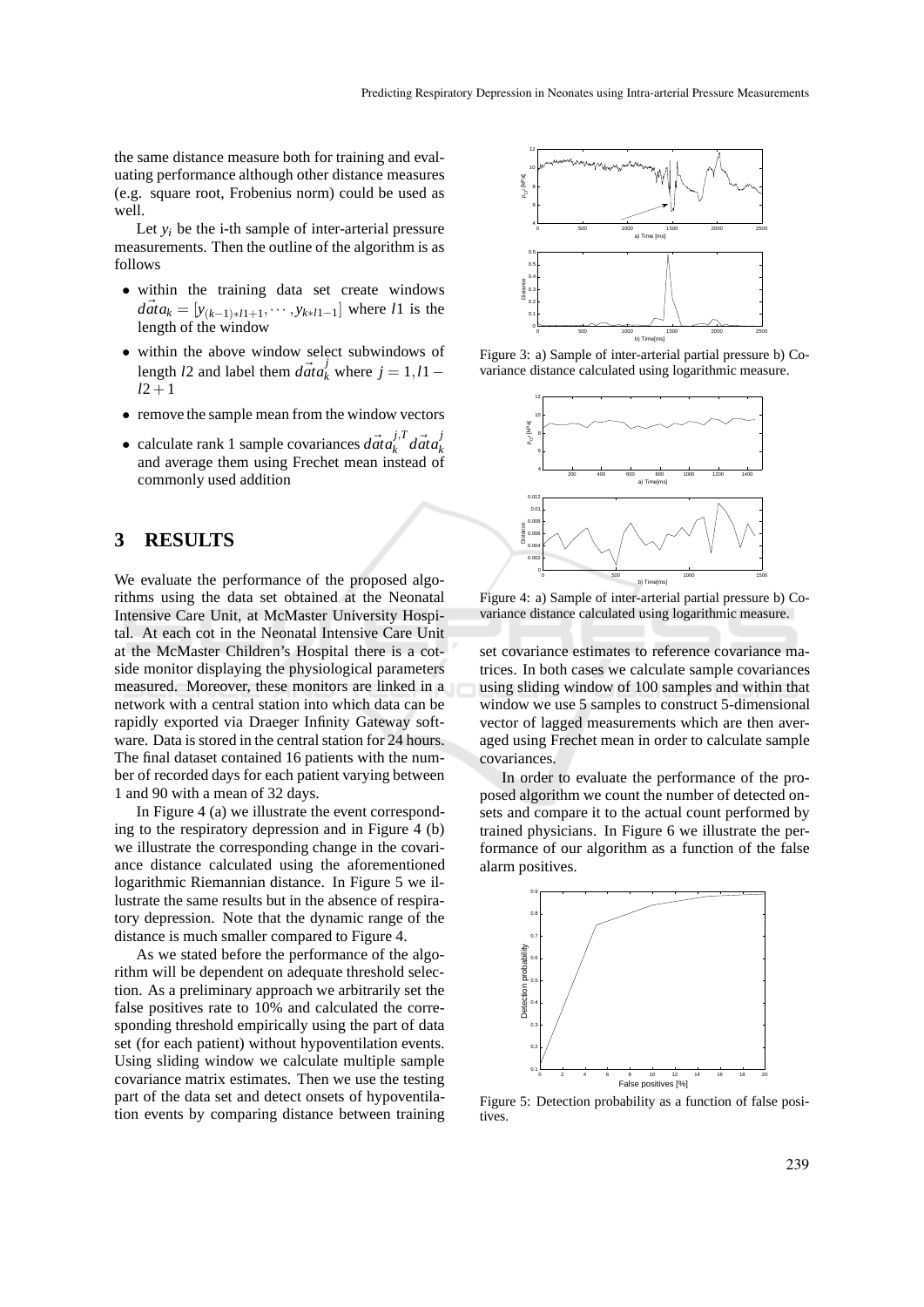the same distance measure both for training and evaluating performance although other distance measures (e.g. square root, Frobenius norm) could be used as well.

Let $y_i$ be the i-th sample of inter-arterial pressure measurements. Then the outline of the algorithm is as follows

- within the training data set create windows $\vec{data}_k = [y_{(k-1)*l1+1}, \cdots, y_{k*l1-1}]$ where $l1$ is the length of the window
- within the above window select subwindows of length $l2$ and label them $\vec{data}_k^j$ where $j = 1, l1 - l2 + 1$
- remove the sample mean from the window vectors
- calculate rank 1 sample covariances $\vec{data}_k^{j,T} \vec{data}_k^j$ and average them using Frechet mean instead of commonly used addition

# 3 RESULTS

We evaluate the performance of the proposed algorithms using the data set obtained at the Neonatal Intensive Care Unit, at McMaster University Hospital. At each cot in the Neonatal Intensive Care Unit at the McMaster Children's Hospital there is a cotside monitor displaying the physiological parameters measured. Moreover, these monitors are linked in a network with a central station into which data can be rapidly exported via Draeger Infinity Gateway software. Data is stored in the central station for 24 hours. The final dataset contained 16 patients with the number of recorded days for each patient varying between 1 and 90 with a mean of 32 days.

In Figure 4 (a) we illustrate the event corresponding to the respiratory depression and in Figure 4 (b) we illustrate the corresponding change in the covariance distance calculated using the aforementioned logarithmic Riemannian distance. In Figure 5 we illustrate the same results but in the absence of respiratory depression. Note that the dynamic range of the distance is much smaller compared to Figure 4.

As we stated before the performance of the algorithm will be dependent on adequate threshold selection. As a preliminary approach we arbitrarily set the false positives rate to 10% and calculated the corresponding threshold empirically using the part of data set (for each patient) without hypoventilation events. Using sliding window we calculate multiple sample covariance matrix estimates. Then we use the testing part of the data set and detect onsets of hypoventilation events by comparing distance between training set covariance estimates to reference covariance matrices. In both cases we calculate sample covariances using sliding window of 100 samples and within that window we use 5 samples to construct 5-dimensional vector of lagged measurements which are then averaged using Frechet mean in order to calculate sample covariances.

In order to evaluate the performance of the proposed algorithm we count the number of detected onsets and compare it to the actual count performed by trained physicians. In Figure 6 we illustrate the performance of our algorithm as a function of the false alarm positives.

Figure 3: a) Sample of inter-arterial partial pressure b) Covariance distance calculated using logarithmic measure.

Figure 4: a) Sample of inter-arterial partial pressure b) Covariance distance calculated using logarithmic measure.

Figure 5: Detection probability as a function of false positives.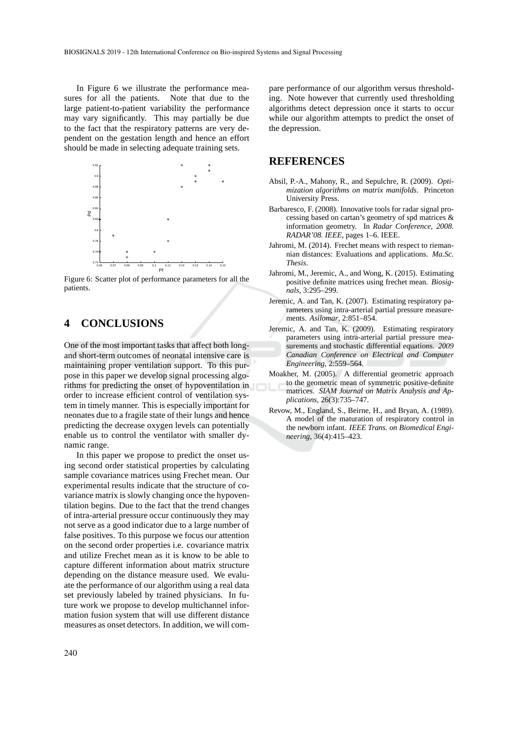In Figure 6 we illustrate the performance measures for all the patients. Note that due to the large patient-to-patient variability the performance may vary significantly. This may partially be due to the fact that the respiratory patterns are very dependent on the gestation length and hence an effort should be made in selecting adequate training sets.

0.92
0.9
0.88
0.86
0.84
0.82
0.8
0.78
0.76
0.74
Pd
0.06 0.07 0.08 0.09 0.1 0.11 0.12 0.13 0.14 0.15
Pf

Figure 6: Scatter plot of performance parameters for all the patients.

## 4 CONCLUSIONS

One of the most important tasks that affect both long- and short-term outcomes of neonatal intensive care is maintaining proper ventilation support. To this purpose in this paper we develop signal processing algorithms for predicting the onset of hypoventilation in order to increase efficient control of ventilation system in timely manner. This is especially important for neonates due to a fragile state of their lungs and hence predicting the decrease oxygen levels can potentially enable us to control the ventilator with smaller dynamic range.

In this paper we propose to predict the onset using second order statistical properties by calculating sample covariance matrices using Frechet mean. Our experimental results indicate that the structure of covariance matrix is slowly changing once the hypoventilation begins. Due to the fact that the trend changes of intra-arterial pressure occur continuously they may not serve as a good indicator due to a large number of false positives. To this purpose we focus our attention on the second order properties i.e. covariance matrix and utilize Frechet mean as it is know to be able to capture different information about matrix structure depending on the distance measure used. We evaluate the performance of our algorithm using a real data set previously labeled by trained physicians. In future work we propose to develop multichannel information fusion system that will use different distance measures as onset detectors. In addition, we will compare performance of our algorithm versus thresholding. Note however that currently used thresholding algorithms detect depression once it starts to occur while our algorithm attempts to predict the onset of the depression.

## REFERENCES

Absil, P.-A., Mahony, R., and Sepulchre, R. (2009). *Optimization algorithms on matrix manifolds*. Princeton University Press.

Barbaresco, F. (2008). Innovative tools for radar signal processing based on cartan's geometry of spd matrices & information geometry. In *Radar Conference, 2008. RADAR'08. IEEE*, pages 1–6. IEEE.

Jahromi, M. (2014). Frechet means with respect to riemannian distances: Evaluations and applications. *Ma.Sc. Thesis*.

Jahromi, M., Jeremic, A., and Wong, K. (2015). Estimating positive definite matrices using frechet mean. *Biosignals*, 3:295–299.

Jeremic, A. and Tan, K. (2007). Estimating respiratory parameters using intra-arterial partial pressure measurements. *Asilomar*, 2:851–854.

Jeremic, A. and Tan, K. (2009). Estimating respiratory parameters using intra-arterial partial pressure measurements and stochastic differential equations. *2009 Canadian Conference on Electrical and Computer Engineering*, 2:559–564.

Moakher, M. (2005). A differential geometric approach to the geometric mean of symmetric positive-definite matrices. *SIAM Journal on Matrix Analysis and Applications*, 26(3):735–747.

Revow, M., England, S., Beirne, H., and Bryan, A. (1989). A model of the maturation of respiratory control in the newborn infant. *IEEE Trans. on Biomedical Engineering*, 36(4):415–423.